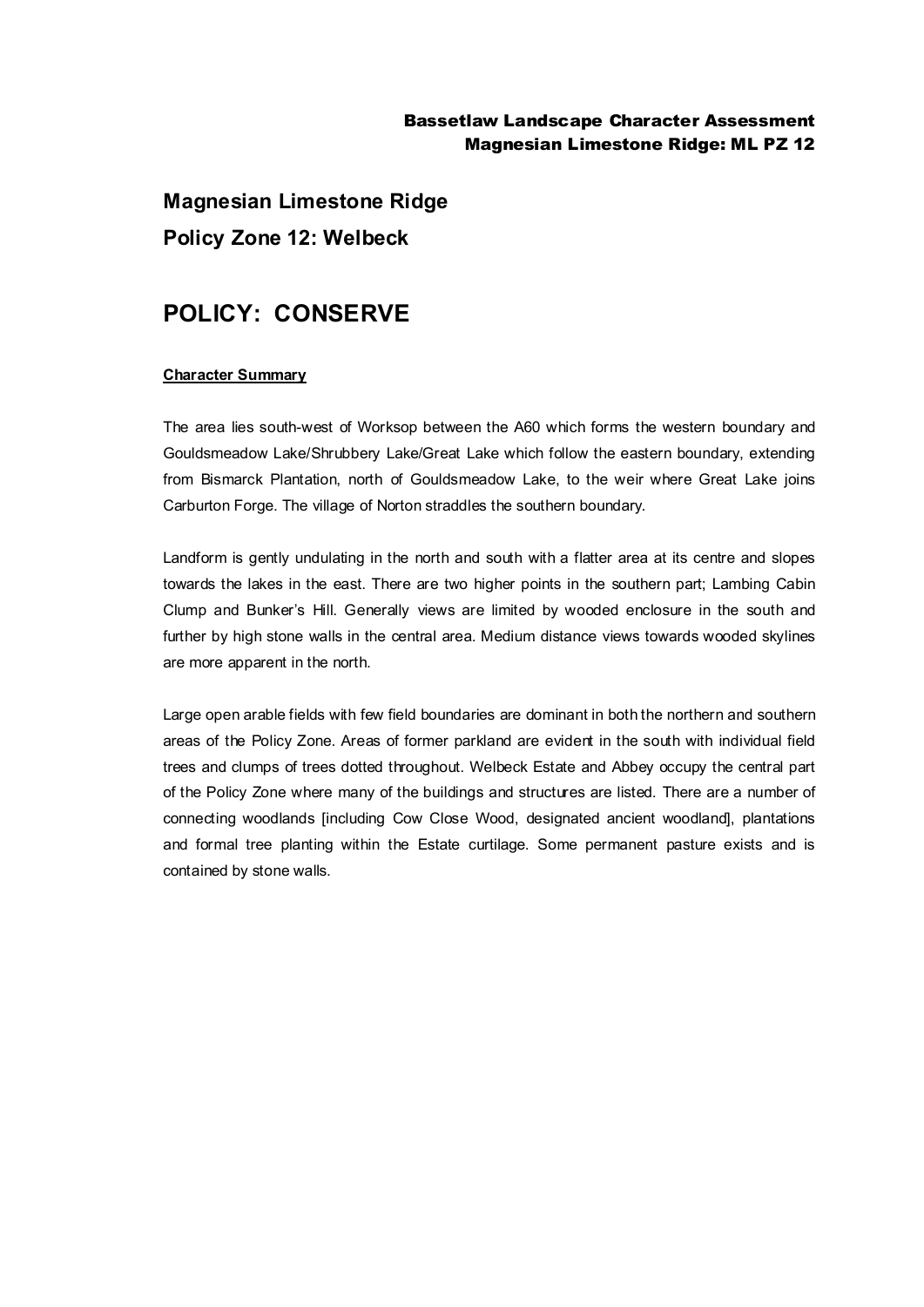# Magnesian Limestone Ridge

## Policy Zone 12: Welbeck

# POLICY: CONSERVE

**Character Summary**

The area lies south-west of Worksop between the A60 which forms the western boundary and Gouldsmeadow Lake/Shrubbery Lake/Great Lake which follow the eastern boundary, extending from Bismarck Plantation, north of Gouldsmeadow Lake, to the weir where Great Lake joins Carburton Forge. The village of Norton straddles the southern boundary.

Landform is gently undulating in the north and south with a flatter area at its centre and slopes towards the lakes in the east. There are two higher points in the southern part; Lambing Cabin Clump and Bunker's Hill. Generally views are limited by wooded enclosure in the south and further by high stone walls in the central area. Medium distance views towards wooded skylines are more apparent in the north.

Large open arable fields with few field boundaries are dominant in both the northern and southern areas of the Policy Zone. Areas of former parkland are evident in the south with individual field trees and clumps of trees dotted throughout. Welbeck Estate and Abbey occupy the central part of the Policy Zone where many of the buildings and structures are listed. There are a number of connecting woodlands [including Cow Close Wood, designated ancient woodland], plantations and formal tree planting within the Estate curtilage. Some permanent pasture exists and is contained by stone walls.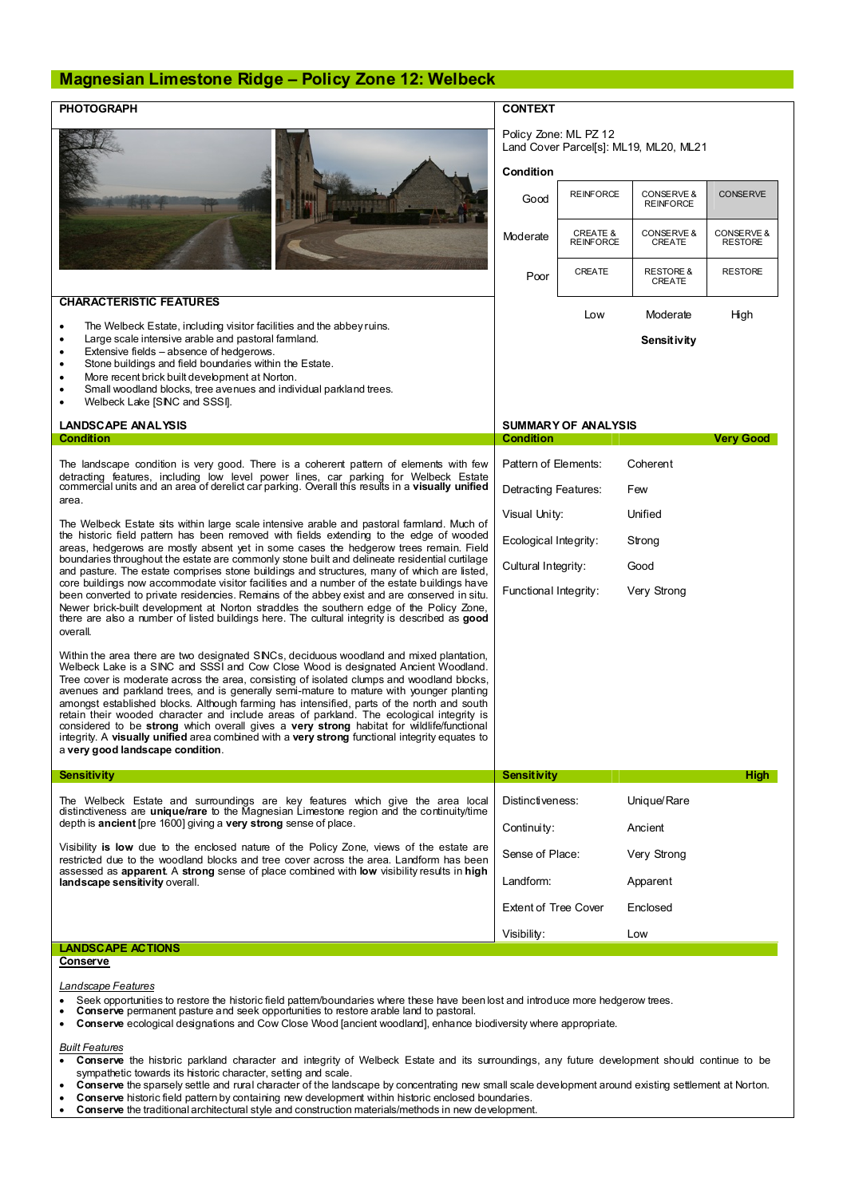# Magnesian Limestone Ridge – Policy Zone 12: Welbeck

## PHOTOGRAPH

## CHARACTERISTIC FEATURES

- The Welbeck Estate, including visitor facilities and the abbey ruins.
- Large scale intensive arable and pastoral farmland.
- Extensive fields – absence of hedgerows.
- Stone buildings and field boundaries within the Estate.
- More recent brick built development at Norton.
- Small woodland blocks, tree avenues and individual parkland trees.
- Welbeck Lake [SINC and SSSI].

## CONTEXT

Policy Zone: ML PZ 12
Land Cover Parcel[s]: ML19, ML20, ML21

**Condition**

| | | | |
|---|---|---|---|
| Good | REINFORCE | CONSERVE & REINFORCE | CONSERVE |
| Moderate | CREATE & REINFORCE | CONSERVE & CREATE | CONSERVE & RESTORE |
| Poor | CREATE | RESTORE & CREATE | RESTORE |
| | Low | Moderate | High |

**Sensitivity**

## LANDSCAPE ANALYSIS

### Condition

The landscape condition is very good. There is a coherent pattern of elements with few detracting features, including low level power lines, car parking for Welbeck Estate commercial units and an area of derelict car parking. Overall this results in a **visually unified** area.

The Welbeck Estate sits within large scale intensive arable and pastoral farmland. Much of the historic field pattern has been removed with fields extending to the edge of wooded areas, hedgerows are mostly absent yet in some cases the hedgerow trees remain. Field boundaries throughout the estate are commonly stone built and delineate residential curtilage and pasture. The estate comprises stone buildings and structures, many of which are listed, core buildings now accommodate visitor facilities and a number of the estate buildings have been converted to private residencies. Remains of the abbey exist and are conserved in situ. Newer brick-built development at Norton straddles the southern edge of the Policy Zone, there are also a number of listed buildings here. The cultural integrity is described as **good** overall.

Within the area there are two designated SINCs, deciduous woodland and mixed plantation, Welbeck Lake is a SINC and SSSI and Cow Close Wood is designated Ancient Woodland. Tree cover is moderate across the area, consisting of isolated clumps and woodland blocks, avenues and parkland trees, and is generally semi-mature to mature with younger planting amongst established blocks. Although farming has intensified, parts of the north and south retain their wooded character and include areas of parkland. The ecological integrity is considered to be **strong** which overall gives a **very strong** habitat for wildlife/functional integrity. A **visually unified** area combined with a **very strong** functional integrity equates to a **very good landscape condition**.

## SUMMARY OF ANALYSIS

| Condition | Very Good |
|---|---|
| Pattern of Elements: | Coherent |
| Detracting Features: | Few |
| Visual Unity: | Unified |
| Ecological Integrity: | Strong |
| Cultural Integrity: | Good |
| Functional Integrity: | Very Strong |

### Sensitivity

The Welbeck Estate and surroundings are key features which give the area local distinctiveness are **unique/rare** to the Magnesian Limestone region and the continuity/time depth is **ancient** [pre 1600] giving a **very strong** sense of place.

Visibility **is low** due to the enclosed nature of the Policy Zone, views of the estate are restricted due to the woodland blocks and tree cover across the area. Landform has been assessed as **apparent**. A **strong** sense of place combined with **low** visibility results in **high landscape sensitivity** overall.

| Sensitivity | High |
|---|---|
| Distinctiveness: | Unique/Rare |
| Continuity: | Ancient |
| Sense of Place: | Very Strong |
| Landform: | Apparent |
| Extent of Tree Cover | Enclosed |
| Visibility: | Low |

## LANDSCAPE ACTIONS

**Conserve**

*Landscape Features*

- Seek opportunities to restore the historic field pattern/boundaries where these have been lost and introduce more hedgerow trees.
- **Conserve** permanent pasture and seek opportunities to restore arable land to pastoral.
- **Conserve** ecological designations and Cow Close Wood [ancient woodland], enhance biodiversity where appropriate.

*Built Features*

- **Conserve** the historic parkland character and integrity of Welbeck Estate and its surroundings, any future development should continue to be sympathetic towards its historic character, setting and scale.
- **Conserve** the sparsely settle and rural character of the landscape by concentrating new small scale development around existing settlement at Norton.
- **Conserve** historic field pattern by containing new development within historic enclosed boundaries.
- **Conserve** the traditional architectural style and construction materials/methods in new development.